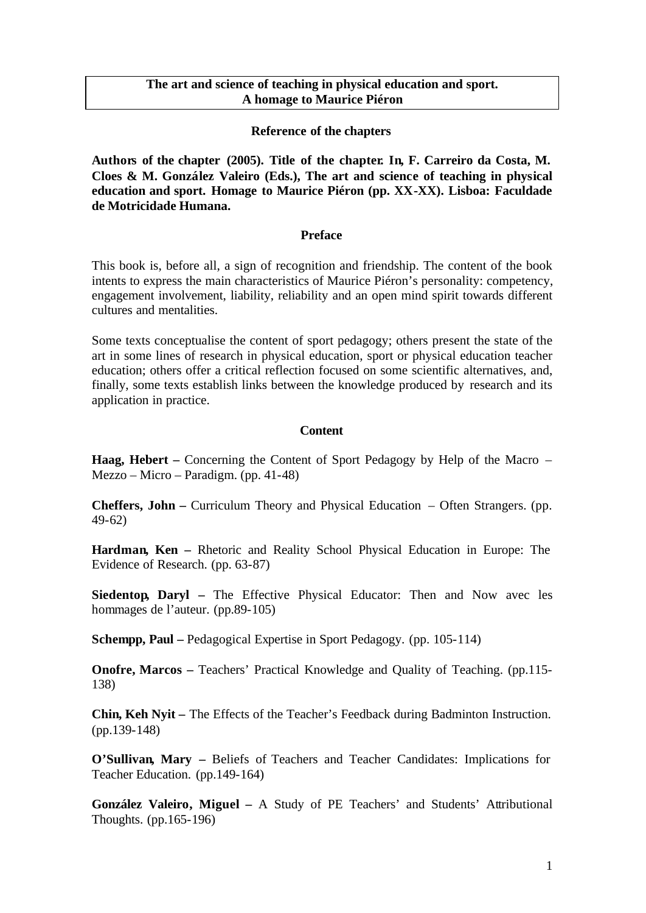**The art and science of teaching in physical education and sport.**
**A homage to Maurice Piéron**

### Reference of the chapters

**Authors of the chapter (2005). Title of the chapter. In, F. Carreiro da Costa, M. Cloes & M. González Valeiro (Eds.), The art and science of teaching in physical education and sport. Homage to Maurice Piéron (pp. XX-XX). Lisboa: Faculdade de Motricidade Humana.**

### Preface

This book is, before all, a sign of recognition and friendship. The content of the book intents to express the main characteristics of Maurice Piéron's personality: competency, engagement involvement, liability, reliability and an open mind spirit towards different cultures and mentalities.

Some texts conceptualise the content of sport pedagogy; others present the state of the art in some lines of research in physical education, sport or physical education teacher education; others offer a critical reflection focused on some scientific alternatives, and, finally, some texts establish links between the knowledge produced by research and its application in practice.

### Content

**Haag, Hebert –** Concerning the Content of Sport Pedagogy by Help of the Macro – Mezzo – Micro – Paradigm. (pp. 41-48)

**Cheffers, John –** Curriculum Theory and Physical Education – Often Strangers. (pp. 49-62)

**Hardman, Ken –** Rhetoric and Reality School Physical Education in Europe: The Evidence of Research. (pp. 63-87)

**Siedentop, Daryl –** The Effective Physical Educator: Then and Now avec les hommages de l'auteur. (pp.89-105)

**Schempp, Paul –** Pedagogical Expertise in Sport Pedagogy. (pp. 105-114)

**Onofre, Marcos –** Teachers' Practical Knowledge and Quality of Teaching. (pp.115-138)

**Chin, Keh Nyit –** The Effects of the Teacher's Feedback during Badminton Instruction. (pp.139-148)

**O'Sullivan, Mary –** Beliefs of Teachers and Teacher Candidates: Implications for Teacher Education. (pp.149-164)

**González Valeiro, Miguel –** A Study of PE Teachers' and Students' Attributional Thoughts. (pp.165-196)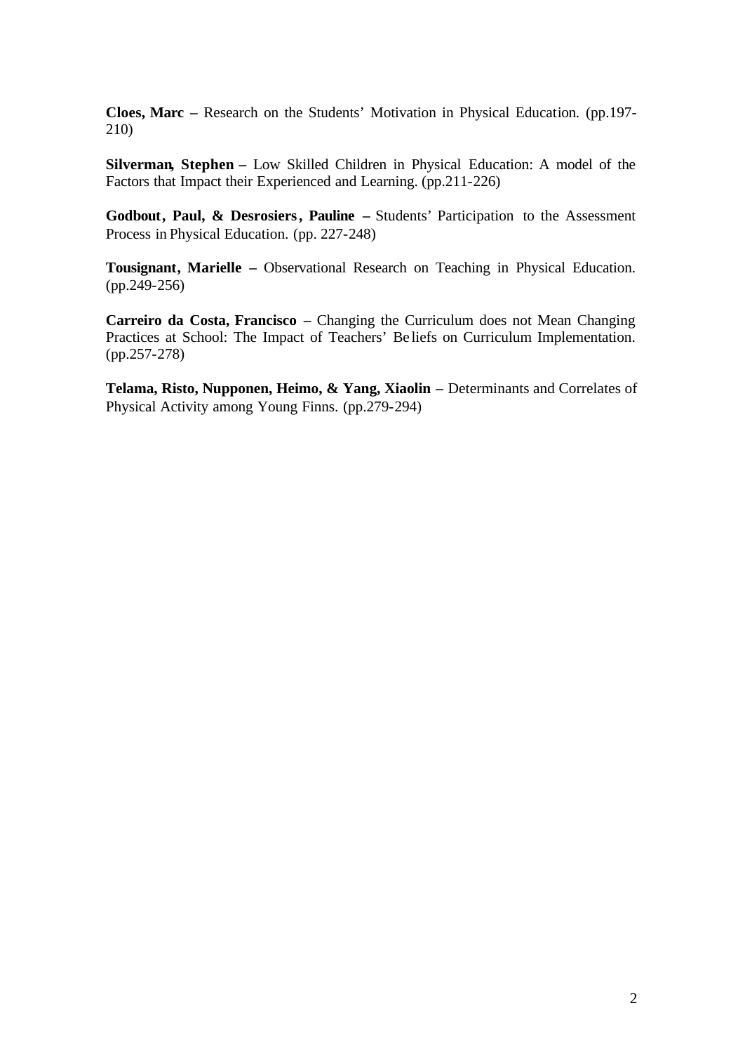**Cloes, Marc –** Research on the Students' Motivation in Physical Education. (pp.197-210)

**Silverman, Stephen –** Low Skilled Children in Physical Education: A model of the Factors that Impact their Experienced and Learning. (pp.211-226)

**Godbout, Paul, & Desrosiers, Pauline –** Students' Participation to the Assessment Process in Physical Education. (pp. 227-248)

**Tousignant, Marielle –** Observational Research on Teaching in Physical Education. (pp.249-256)

**Carreiro da Costa, Francisco –** Changing the Curriculum does not Mean Changing Practices at School: The Impact of Teachers' Beliefs on Curriculum Implementation. (pp.257-278)

**Telama, Risto, Nupponen, Heimo, & Yang, Xiaolin –** Determinants and Correlates of Physical Activity among Young Finns. (pp.279-294)